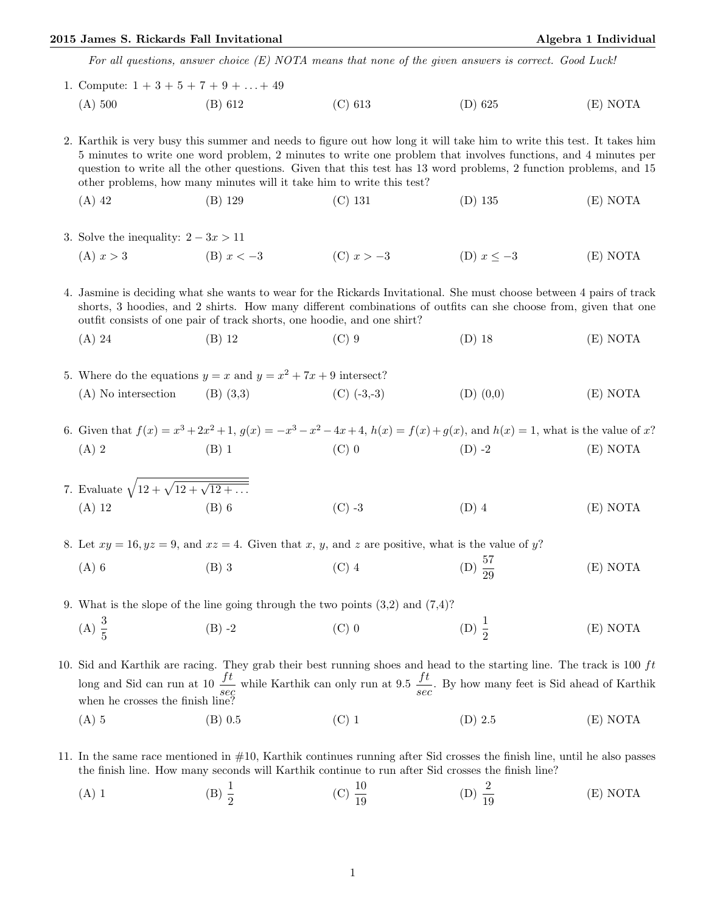**2015 James S. Rickards Fall Invitational** **Algebra 1 Individual**

*For all questions, answer choice (E) NOTA means that none of the given answers is correct. Good Luck!*

1. Compute: $1 + 3 + 5 + 7 + 9 + \ldots + 49$

   (A) 500 (B) 612 (C) 613 (D) 625 (E) NOTA

2. Karthik is very busy this summer and needs to figure out how long it will take him to write this test. It takes him 5 minutes to write one word problem, 2 minutes to write one problem that involves functions, and 4 minutes per question to write all the other questions. Given that this test has 13 word problems, 2 function problems, and 15 other problems, how many minutes will it take him to write this test?

   (A) 42 (B) 129 (C) 131 (D) 135 (E) NOTA

3. Solve the inequality: $2 - 3x > 11$

   (A) $x > 3$ (B) $x < -3$ (C) $x > -3$ (D) $x \leq -3$ (E) NOTA

4. Jasmine is deciding what she wants to wear for the Rickards Invitational. She must choose between 4 pairs of track shorts, 3 hoodies, and 2 shirts. How many different combinations of outfits can she choose from, given that one outfit consists of one pair of track shorts, one hoodie, and one shirt?

   (A) 24 (B) 12 (C) 9 (D) 18 (E) NOTA

5. Where do the equations $y = x$ and $y = x^2 + 7x + 9$ intersect?

   (A) No intersection (B) (3,3) (C) (-3,-3) (D) (0,0) (E) NOTA

6. Given that $f(x) = x^3 + 2x^2 + 1$, $g(x) = -x^3 - x^2 - 4x + 4$, $h(x) = f(x) + g(x)$, and $h(x) = 1$, what is the value of $x$?

   (A) 2 (B) 1 (C) 0 (D) -2 (E) NOTA

7. Evaluate $\sqrt{12 + \sqrt{12 + \sqrt{12 + \ldots}}}$

   (A) 12 (B) 6 (C) -3 (D) 4 (E) NOTA

8. Let $xy = 16, yz = 9$, and $xz = 4$. Given that $x$, $y$, and $z$ are positive, what is the value of $y$?

   (A) 6 (B) 3 (C) 4 (D) $\frac{57}{29}$ (E) NOTA

9. What is the slope of the line going through the two points (3,2) and (7,4)?

   (A) $\frac{3}{5}$ (B) -2 (C) 0 (D) $\frac{1}{2}$ (E) NOTA

10. Sid and Karthik are racing. They grab their best running shoes and head to the starting line. The track is 100 $ft$ long and Sid can run at 10 $\frac{ft}{sec}$ while Karthik can only run at 9.5 $\frac{ft}{sec}$. By how many feet is Sid ahead of Karthik when he crosses the finish line?

    (A) 5 (B) 0.5 (C) 1 (D) 2.5 (E) NOTA

11. In the same race mentioned in #10, Karthik continues running after Sid crosses the finish line, until he also passes the finish line. How many seconds will Karthik continue to run after Sid crosses the finish line?

    (A) 1 (B) $\frac{1}{2}$ (C) $\frac{10}{19}$ (D) $\frac{2}{19}$ (E) NOTA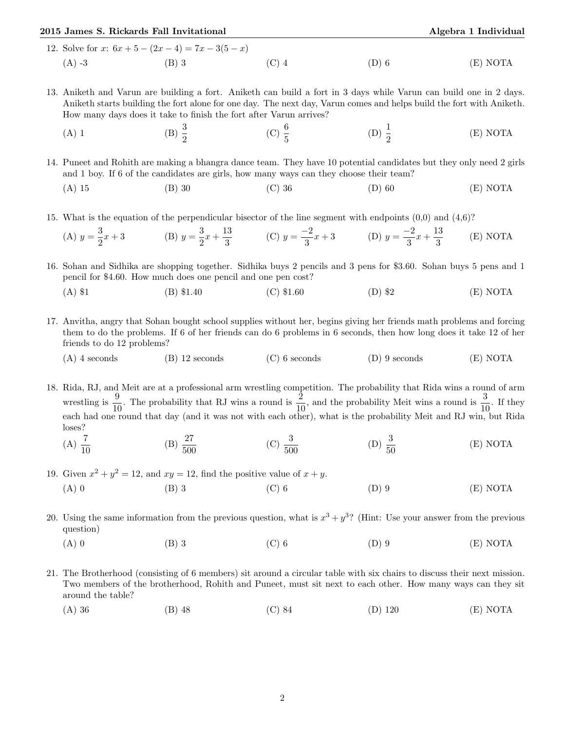12. Solve for $x$: $6x + 5 - (2x - 4) = 7x - 3(5 - x)$

    (A) -3 (B) 3 (C) 4 (D) 6 (E) NOTA

13. Aniketh and Varun are building a fort. Aniketh can build a fort in 3 days while Varun can build one in 2 days. Aniketh starts building the fort alone for one day. The next day, Varun comes and helps build the fort with Aniketh. How many days does it take to finish the fort after Varun arrives?

    (A) 1 (B) $\frac{3}{2}$ (C) $\frac{6}{5}$ (D) $\frac{1}{2}$ (E) NOTA

14. Puneet and Rohith are making a bhangra dance team. They have 10 potential candidates but they only need 2 girls and 1 boy. If 6 of the candidates are girls, how many ways can they choose their team?

    (A) 15 (B) 30 (C) 36 (D) 60 (E) NOTA

15. What is the equation of the perpendicular bisector of the line segment with endpoints (0,0) and (4,6)?

    (A) $y = \frac{3}{2}x + 3$ (B) $y = \frac{3}{2}x + \frac{13}{3}$ (C) $y = \frac{-2}{3}x + 3$ (D) $y = \frac{-2}{3}x + \frac{13}{3}$ (E) NOTA

16. Sohan and Sidhika are shopping together. Sidhika buys 2 pencils and 3 pens for \$3.60. Sohan buys 5 pens and 1 pencil for \$4.60. How much does one pencil and one pen cost?

    (A) \$1 (B) \$1.40 (C) \$1.60 (D) \$2 (E) NOTA

17. Anvitha, angry that Sohan bought school supplies without her, begins giving her friends math problems and forcing them to do the problems. If 6 of her friends can do 6 problems in 6 seconds, then how long does it take 12 of her friends to do 12 problems?

    (A) 4 seconds (B) 12 seconds (C) 6 seconds (D) 9 seconds (E) NOTA

18. Rida, RJ, and Meit are at a professional arm wrestling competition. The probability that Rida wins a round of arm wrestling is $\frac{9}{10}$. The probability that RJ wins a round is $\frac{2}{10}$, and the probability Meit wins a round is $\frac{3}{10}$. If they each had one round that day (and it was not with each other), what is the probability Meit and RJ win, but Rida loses?

    (A) $\frac{7}{10}$ (B) $\frac{27}{500}$ (C) $\frac{3}{500}$ (D) $\frac{3}{50}$ (E) NOTA

19. Given $x^2 + y^2 = 12$, and $xy = 12$, find the positive value of $x + y$.

    (A) 0 (B) 3 (C) 6 (D) 9 (E) NOTA

20. Using the same information from the previous question, what is $x^3 + y^3$? (Hint: Use your answer from the previous question)

    (A) 0 (B) 3 (C) 6 (D) 9 (E) NOTA

21. The Brotherhood (consisting of 6 members) sit around a circular table with six chairs to discuss their next mission. Two members of the brotherhood, Rohith and Puneet, must sit next to each other. How many ways can they sit around the table?

    (A) 36 (B) 48 (C) 84 (D) 120 (E) NOTA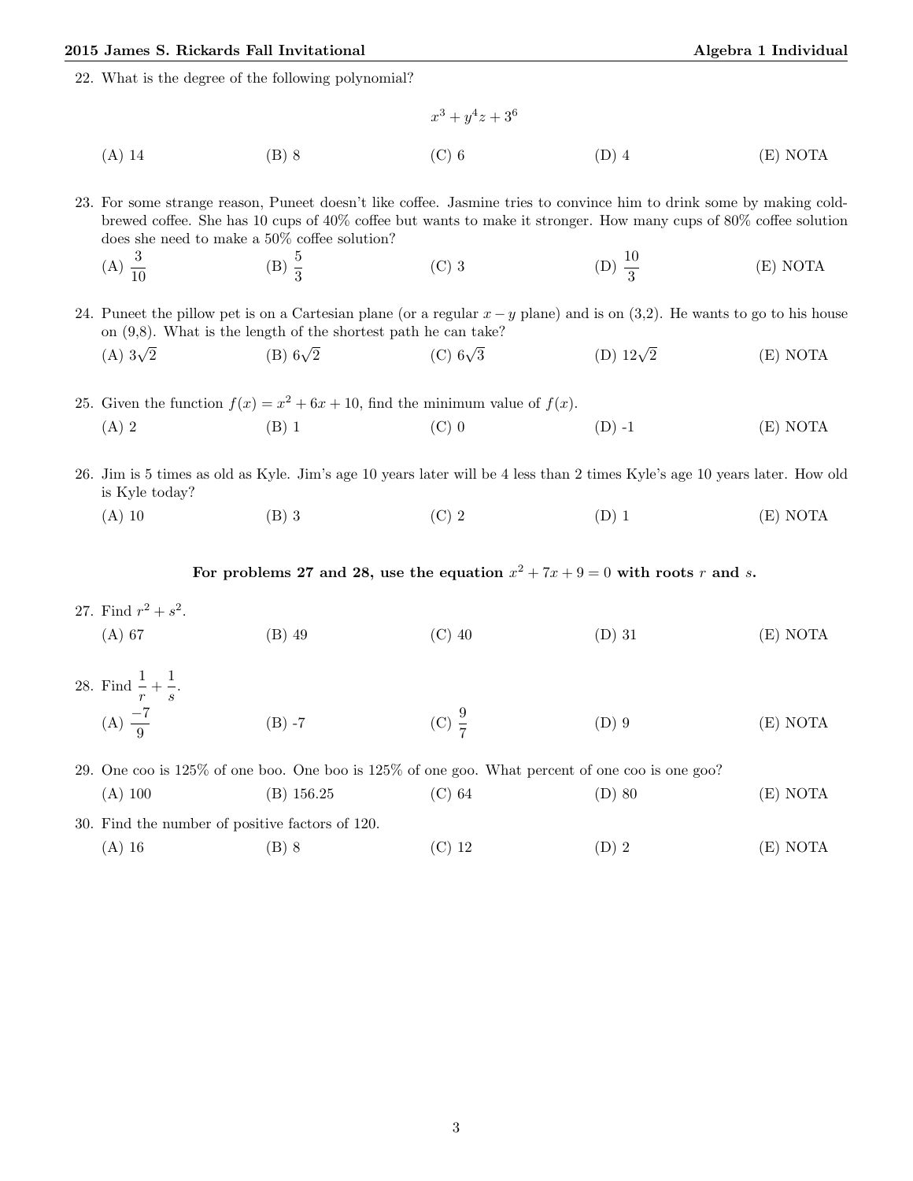22. What is the degree of the following polynomial?

$$x^3 + y^4z + 3^6$$

(A) 14 (B) 8 (C) 6 (D) 4 (E) NOTA

23. For some strange reason, Puneet doesn't like coffee. Jasmine tries to convince him to drink some by making cold-brewed coffee. She has 10 cups of 40% coffee but wants to make it stronger. How many cups of 80% coffee solution does she need to make a 50% coffee solution?

(A) $\frac{3}{10}$ (B) $\frac{5}{3}$ (C) 3 (D) $\frac{10}{3}$ (E) NOTA

24. Puneet the pillow pet is on a Cartesian plane (or a regular $x-y$ plane) and is on (3,2). He wants to go to his house on (9,8). What is the length of the shortest path he can take?

(A) $3\sqrt{2}$ (B) $6\sqrt{2}$ (C) $6\sqrt{3}$ (D) $12\sqrt{2}$ (E) NOTA

25. Given the function $f(x) = x^2 + 6x + 10$, find the minimum value of $f(x)$.

(A) 2 (B) 1 (C) 0 (D) -1 (E) NOTA

26. Jim is 5 times as old as Kyle. Jim's age 10 years later will be 4 less than 2 times Kyle's age 10 years later. How old is Kyle today?

(A) 10 (B) 3 (C) 2 (D) 1 (E) NOTA

**For problems 27 and 28, use the equation $x^2 + 7x + 9 = 0$ with roots $r$ and $s$.**

27. Find $r^2 + s^2$.

(A) 67 (B) 49 (C) 40 (D) 31 (E) NOTA

28. Find $\frac{1}{r} + \frac{1}{s}$.

(A) $\frac{-7}{9}$ (B) -7 (C) $\frac{9}{7}$ (D) 9 (E) NOTA

29. One coo is 125% of one boo. One boo is 125% of one goo. What percent of one coo is one goo?

(A) 100 (B) 156.25 (C) 64 (D) 80 (E) NOTA

30. Find the number of positive factors of 120.

(A) 16 (B) 8 (C) 12 (D) 2 (E) NOTA